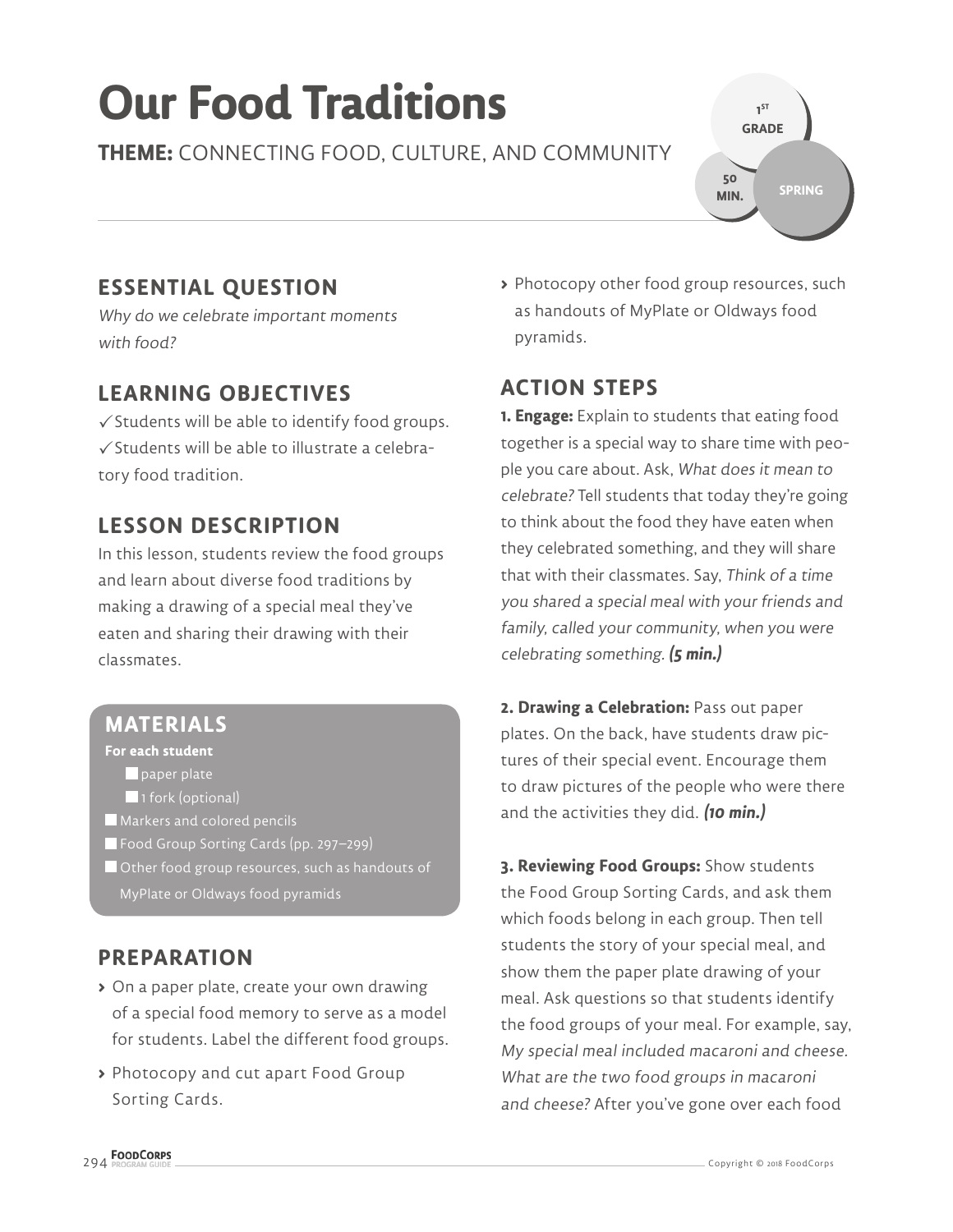# Our Food Traditions

**THEME:** CONNECTING FOOD, CULTURE, AND COMMUNITY

1ST GRADE | 50 MIN. | SPRING

## ESSENTIAL QUESTION

*Why do we celebrate important moments with food?*

## LEARNING OBJECTIVES

✓ Students will be able to identify food groups.
✓ Students will be able to illustrate a celebratory food tradition.

## LESSON DESCRIPTION

In this lesson, students review the food groups and learn about diverse food traditions by making a drawing of a special meal they've eaten and sharing their drawing with their classmates.

## MATERIALS

**For each student**

- paper plate
- 1 fork (optional)

- Markers and colored pencils
- Food Group Sorting Cards (pp. 297–299)
- Other food group resources, such as handouts of MyPlate or Oldways food pyramids

## PREPARATION

- On a paper plate, create your own drawing of a special food memory to serve as a model for students. Label the different food groups.
- Photocopy and cut apart Food Group Sorting Cards.
- Photocopy other food group resources, such as handouts of MyPlate or Oldways food pyramids.

## ACTION STEPS

**1. Engage:** Explain to students that eating food together is a special way to share time with people you care about. Ask, *What does it mean to celebrate?* Tell students that today they're going to think about the food they have eaten when they celebrated something, and they will share that with their classmates. Say, *Think of a time you shared a special meal with your friends and family, called your community, when you were celebrating something.* ***(5 min.)***

**2. Drawing a Celebration:** Pass out paper plates. On the back, have students draw pictures of their special event. Encourage them to draw pictures of the people who were there and the activities they did. ***(10 min.)***

**3. Reviewing Food Groups:** Show students the Food Group Sorting Cards, and ask them which foods belong in each group. Then tell students the story of your special meal, and show them the paper plate drawing of your meal. Ask questions so that students identify the food groups of your meal. For example, say, *My special meal included macaroni and cheese. What are the two food groups in macaroni and cheese?* After you've gone over each food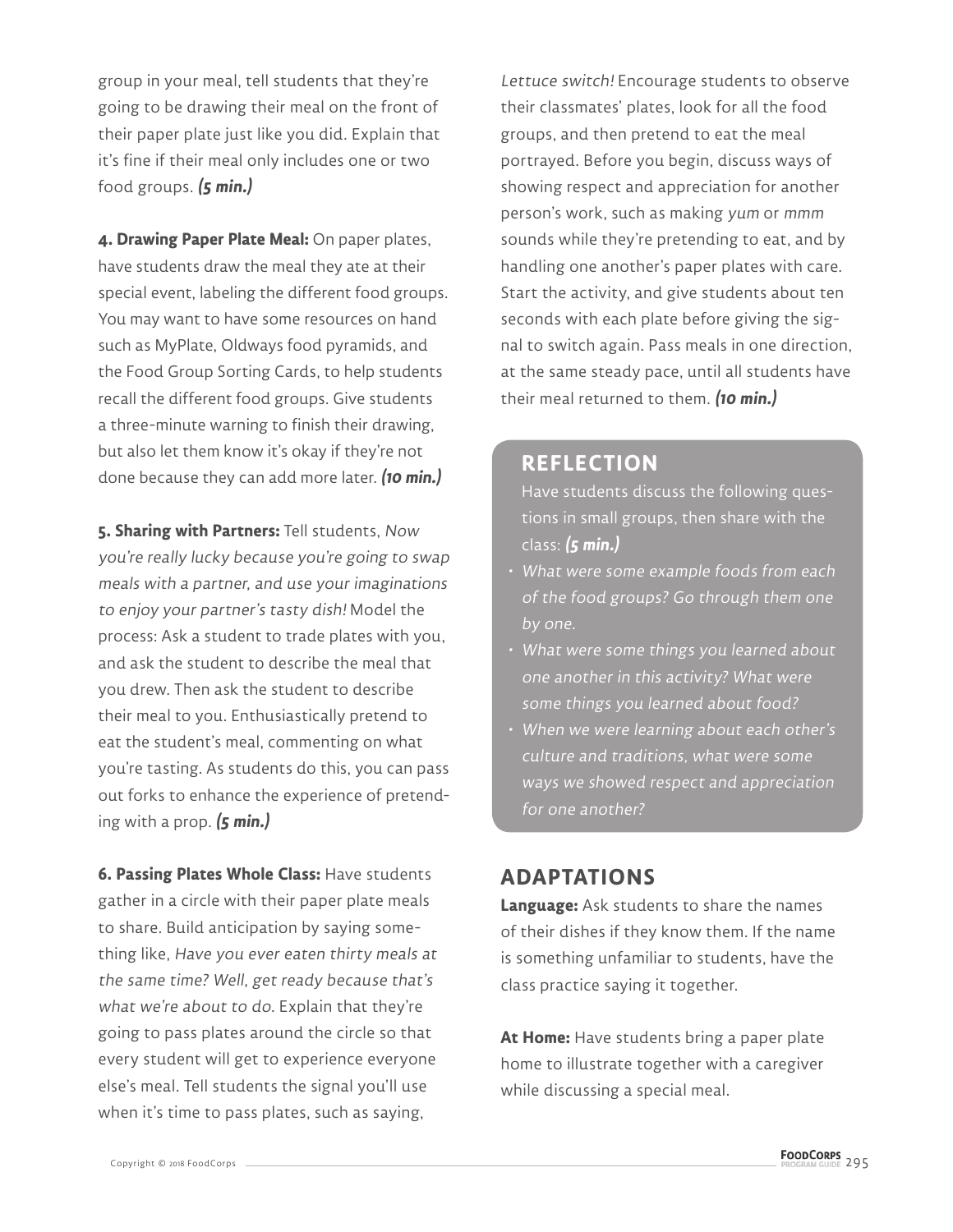group in your meal, tell students that they're going to be drawing their meal on the front of their paper plate just like you did. Explain that it's fine if their meal only includes one or two food groups. ***(5 min.)***

**4. Drawing Paper Plate Meal:** On paper plates, have students draw the meal they ate at their special event, labeling the different food groups. You may want to have some resources on hand such as MyPlate, Oldways food pyramids, and the Food Group Sorting Cards, to help students recall the different food groups. Give students a three-minute warning to finish their drawing, but also let them know it's okay if they're not done because they can add more later. ***(10 min.)***

**5. Sharing with Partners:** Tell students, *Now you're really lucky because you're going to swap meals with a partner, and use your imaginations to enjoy your partner's tasty dish!* Model the process: Ask a student to trade plates with you, and ask the student to describe the meal that you drew. Then ask the student to describe their meal to you. Enthusiastically pretend to eat the student's meal, commenting on what you're tasting. As students do this, you can pass out forks to enhance the experience of pretending with a prop. ***(5 min.)***

**6. Passing Plates Whole Class:** Have students gather in a circle with their paper plate meals to share. Build anticipation by saying something like, *Have you ever eaten thirty meals at the same time? Well, get ready because that's what we're about to do.* Explain that they're going to pass plates around the circle so that every student will get to experience everyone else's meal. Tell students the signal you'll use when it's time to pass plates, such as saying, *Lettuce switch!* Encourage students to observe their classmates' plates, look for all the food groups, and then pretend to eat the meal portrayed. Before you begin, discuss ways of showing respect and appreciation for another person's work, such as making *yum* or *mmm* sounds while they're pretending to eat, and by handling one another's paper plates with care. Start the activity, and give students about ten seconds with each plate before giving the signal to switch again. Pass meals in one direction, at the same steady pace, until all students have their meal returned to them. ***(10 min.)***

## REFLECTION

Have students discuss the following questions in small groups, then share with the class: ***(5 min.)***

- *What were some example foods from each of the food groups? Go through them one by one.*
- *What were some things you learned about one another in this activity? What were some things you learned about food?*
- *When we were learning about each other's culture and traditions, what were some ways we showed respect and appreciation for one another?*

## ADAPTATIONS

**Language:** Ask students to share the names of their dishes if they know them. If the name is something unfamiliar to students, have the class practice saying it together.

**At Home:** Have students bring a paper plate home to illustrate together with a caregiver while discussing a special meal.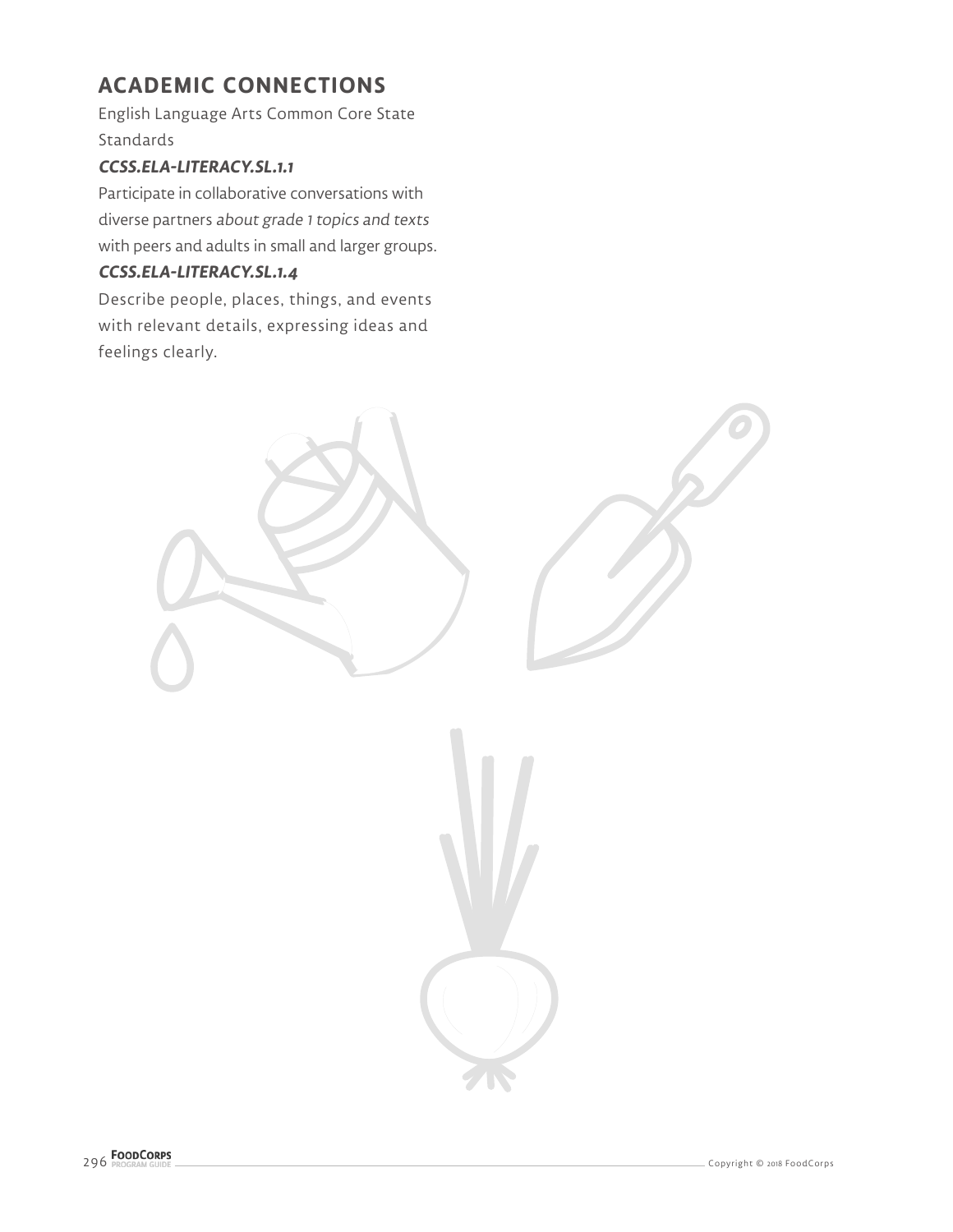## ACADEMIC CONNECTIONS

English Language Arts Common Core State Standards

***CCSS.ELA-LITERACY.SL.1.1***

Participate in collaborative conversations with diverse partners *about grade 1 topics and texts* with peers and adults in small and larger groups.

***CCSS.ELA-LITERACY.SL.1.4***

Describe people, places, things, and events with relevant details, expressing ideas and feelings clearly.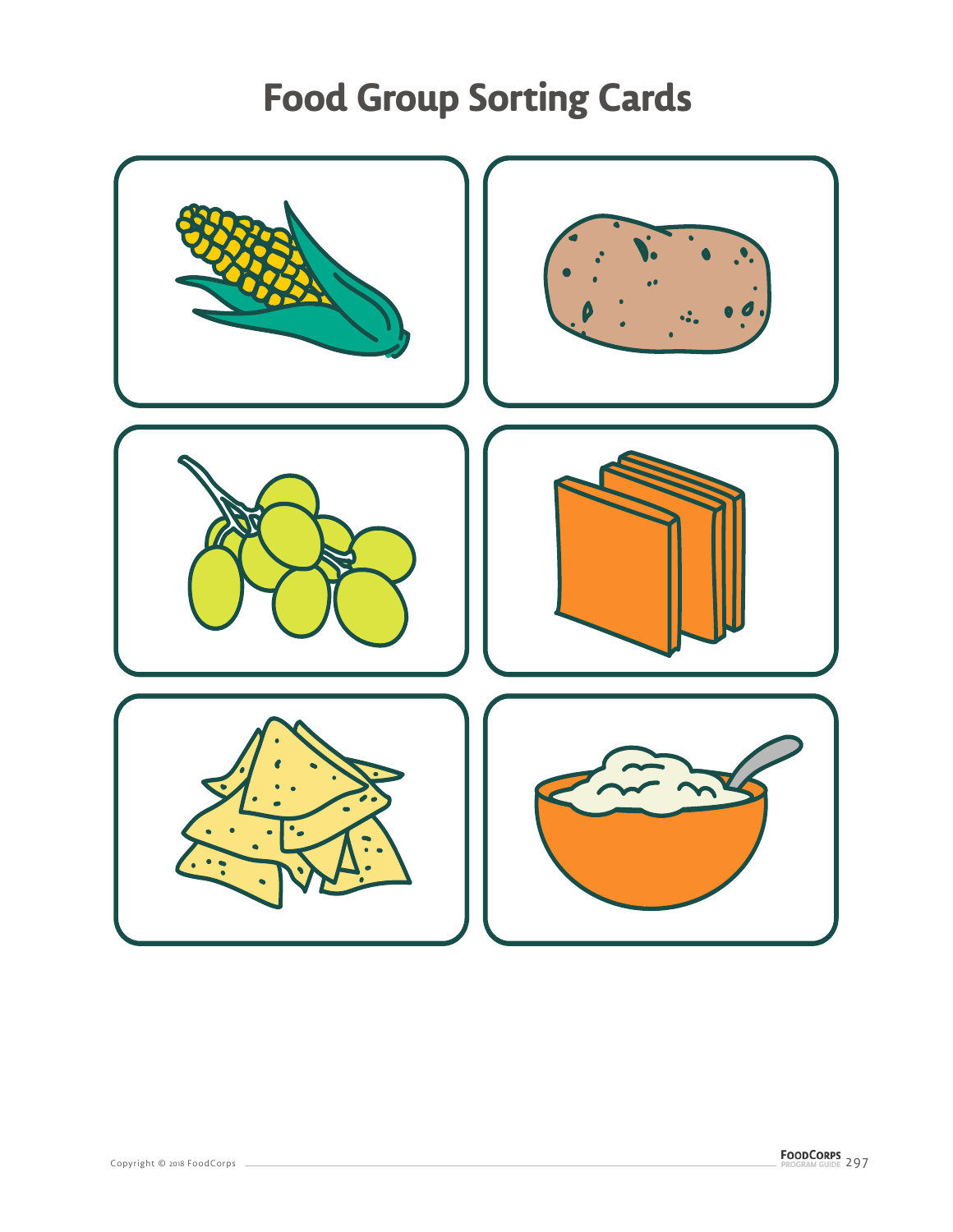# Food Group Sorting Cards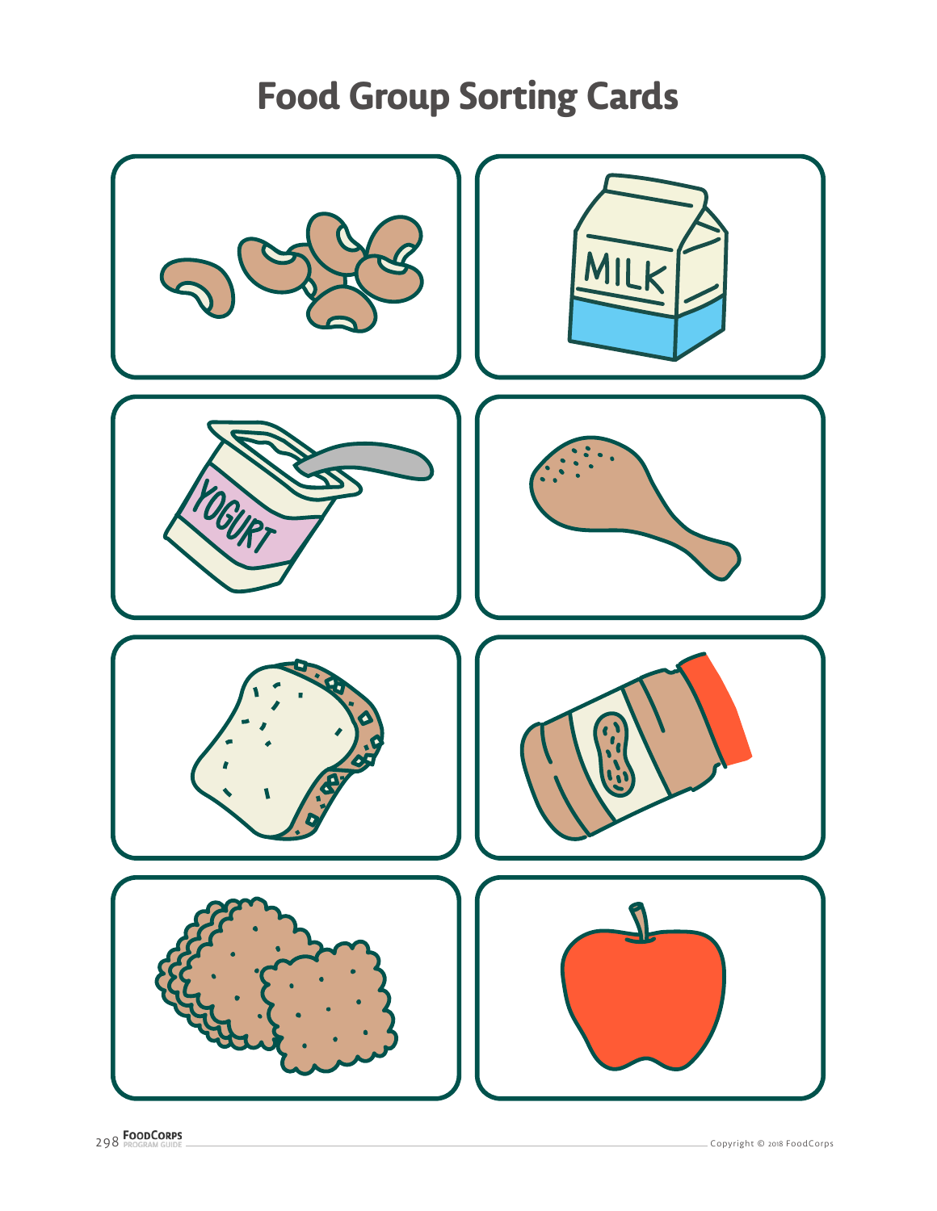# Food Group Sorting Cards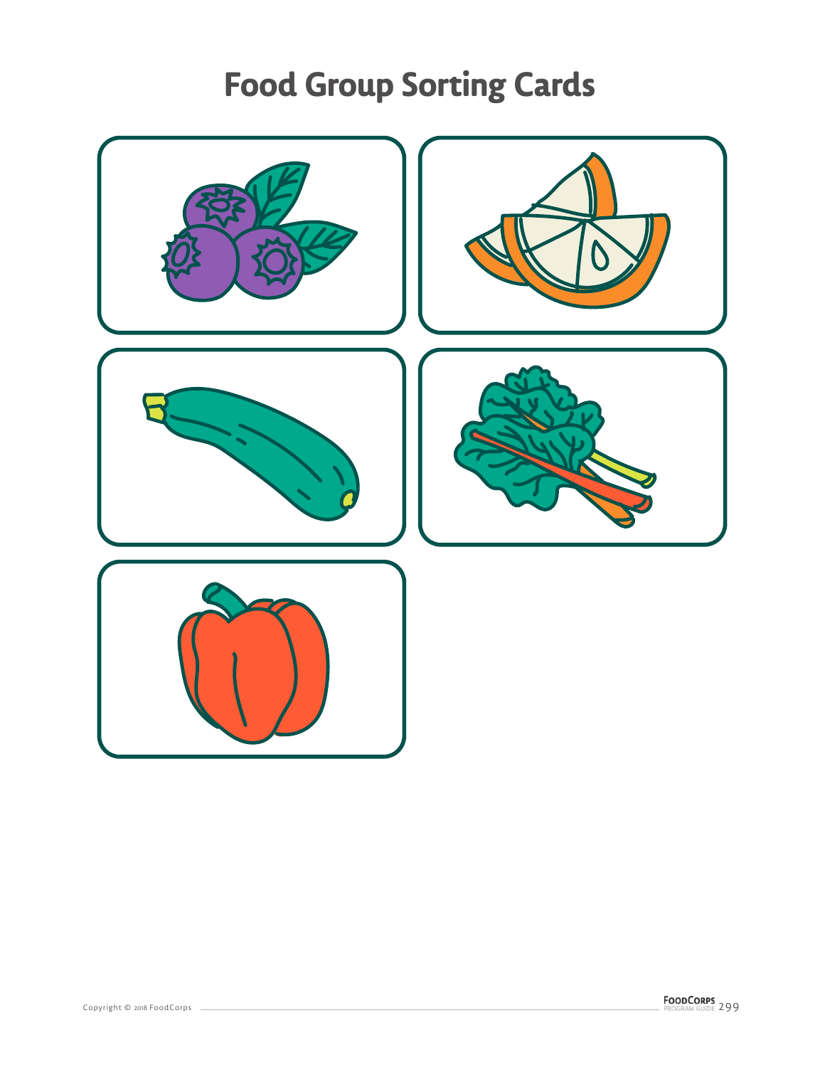# Food Group Sorting Cards